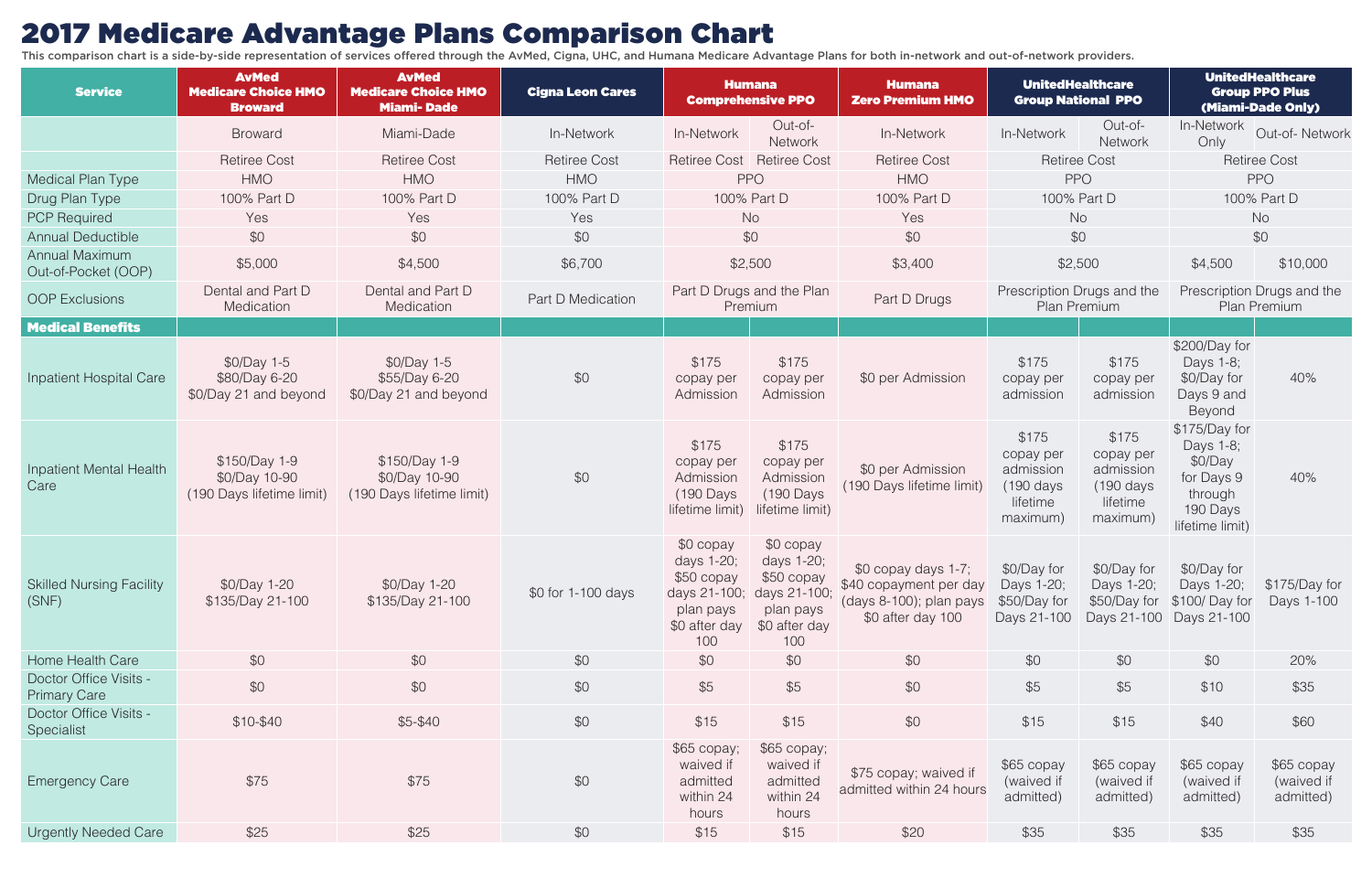# 2017 Medicare Advantage Plans Comparison Chart

This comparison chart is a side-by-side representation of services offered through the AvMed, Cigna, UHC, and Humana Medicare Advantage Plans for both in-network and out-of-network providers.

| Service | AvMed Medicare Choice HMO Broward | AvMed Medicare Choice HMO Miami- Dade | Cigna Leon Cares | Humana Comprehensive PPO | | Humana Zero Premium HMO | UnitedHealthcare Group National PPO | | UnitedHealthcare Group PPO Plus (Miami-Dade Only) | |
|---|---|---|---|---|---|---|---|---|---|---|
| | Broward | Miami-Dade | In-Network | In-Network | Out-of-Network | In-Network | In-Network | Out-of-Network | In-Network Only | Out-of- Network |
| | Retiree Cost | Retiree Cost | Retiree Cost | Retiree Cost | Retiree Cost | Retiree Cost | Retiree Cost | | Retiree Cost | |
| Medical Plan Type | HMO | HMO | HMO | PPO | | HMO | PPO | | PPO | |
| Drug Plan Type | 100% Part D | 100% Part D | 100% Part D | 100% Part D | | 100% Part D | 100% Part D | | 100% Part D | |
| PCP Required | Yes | Yes | Yes | No | | Yes | No | | No | |
| Annual Deductible | $0 | $0 | $0 | $0 | | $0 | $0 | | $0 | |
| Annual Maximum Out-of-Pocket (OOP) | $5,000 | $4,500 | $6,700 | $2,500 | | $3,400 | $2,500 | | $4,500 | $10,000 |
| OOP Exclusions | Dental and Part D Medication | Dental and Part D Medication | Part D Medication | Part D Drugs and the Plan Premium | | Part D Drugs | Prescription Drugs and the Plan Premium | | Prescription Drugs and the Plan Premium | |
| **Medical Benefits** | | | | | | | | | | |
| Inpatient Hospital Care | $0/Day 1-5 $80/Day 6-20 $0/Day 21 and beyond | $0/Day 1-5 $55/Day 6-20 $0/Day 21 and beyond | $0 | $175 copay per Admission | $175 copay per Admission | $0 per Admission | $175 copay per admission | $175 copay per admission | $200/Day for Days 1-8; $0/Day for Days 9 and Beyond | 40% |
| Inpatient Mental Health Care | $150/Day 1-9 $0/Day 10-90 (190 Days lifetime limit) | $150/Day 1-9 $0/Day 10-90 (190 Days lifetime limit) | $0 | $175 copay per Admission (190 Days lifetime limit) | $175 copay per Admission (190 Days lifetime limit) | $0 per Admission (190 Days lifetime limit) | $175 copay per admission (190 days lifetime maximum) | $175 copay per admission (190 days lifetime maximum) | $175/Day for Days 1-8; $0/Day for Days 9 through 190 Days lifetime limit) | 40% |
| Skilled Nursing Facility (SNF) | $0/Day 1-20 $135/Day 21-100 | $0/Day 1-20 $135/Day 21-100 | $0 for 1-100 days | $0 copay days 1-20; $50 copay days 21-100; plan pays $0 after day 100 | $0 copay days 1-20; $50 copay days 21-100; plan pays $0 after day 100 | $0 copay days 1-7; $40 copayment per day (days 8-100); plan pays $0 after day 100 | $0/Day for Days 1-20; $50/Day for Days 21-100 | $0/Day for Days 1-20; $50/Day for Days 21-100 | $0/Day for Days 1-20; $100/ Day for Days 21-100 | $175/Day for Days 1-100 |
| Home Health Care | $0 | $0 | $0 | $0 | $0 | $0 | $0 | $0 | $0 | 20% |
| Doctor Office Visits - Primary Care | $0 | $0 | $0 | $5 | $5 | $0 | $5 | $5 | $10 | $35 |
| Doctor Office Visits - Specialist | $10-$40 | $5-$40 | $0 | $15 | $15 | $0 | $15 | $15 | $40 | $60 |
| Emergency Care | $75 | $75 | $0 | $65 copay; waived if admitted within 24 hours | $65 copay; waived if admitted within 24 hours | $75 copay; waived if admitted within 24 hours | $65 copay (waived if admitted) | $65 copay (waived if admitted) | $65 copay (waived if admitted) | $65 copay (waived if admitted) |
| Urgently Needed Care | $25 | $25 | $0 | $15 | $15 | $20 | $35 | $35 | $35 | $35 |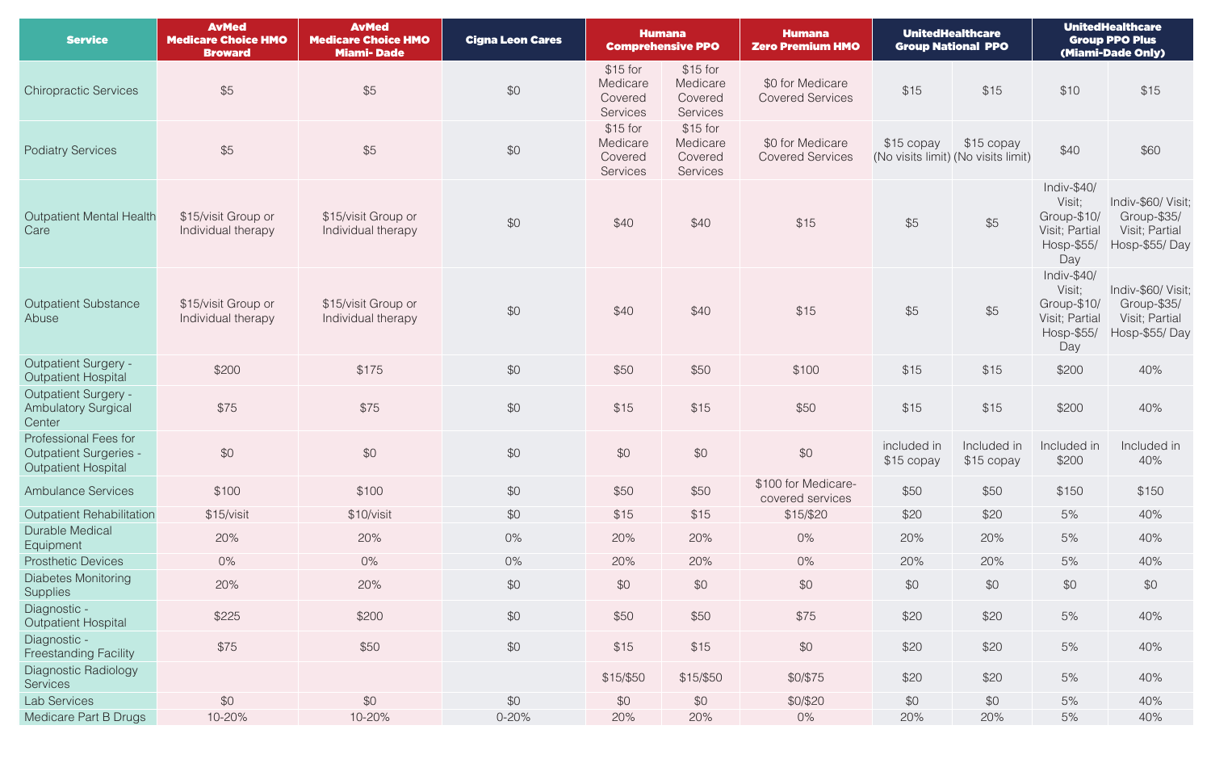| Service | AvMed Medicare Choice HMO Broward | AvMed Medicare Choice HMO Miami- Dade | Cigna Leon Cares | Humana Comprehensive PPO | | Humana Zero Premium HMO | UnitedHealthcare Group National PPO | | UnitedHealthcare Group PPO Plus (Miami-Dade Only) | |
|---|---|---|---|---|---|---|---|---|---|---|
| Chiropractic Services | $5 | $5 | $0 | $15 for Medicare Covered Services | $15 for Medicare Covered Services | $0 for Medicare Covered Services | $15 | $15 | $10 | $15 |
| Podiatry Services | $5 | $5 | $0 | $15 for Medicare Covered Services | $15 for Medicare Covered Services | $0 for Medicare Covered Services | $15 copay (No visits limit) | $15 copay (No visits limit) | $40 | $60 |
| Outpatient Mental Health Care | $15/visit Group or Individual therapy | $15/visit Group or Individual therapy | $0 | $40 | $40 | $15 | $5 | $5 | Indiv-$40/ Visit; Group-$10/ Visit; Partial Hosp-$55/ Day | Indiv-$60/ Visit; Group-$35/ Visit; Partial Hosp-$55/ Day |
| Outpatient Substance Abuse | $15/visit Group or Individual therapy | $15/visit Group or Individual therapy | $0 | $40 | $40 | $15 | $5 | $5 | Indiv-$40/ Visit; Group-$10/ Visit; Partial Hosp-$55/ Day | Indiv-$60/ Visit; Group-$35/ Visit; Partial Hosp-$55/ Day |
| Outpatient Surgery - Outpatient Hospital | $200 | $175 | $0 | $50 | $50 | $100 | $15 | $15 | $200 | 40% |
| Outpatient Surgery - Ambulatory Surgical Center | $75 | $75 | $0 | $15 | $15 | $50 | $15 | $15 | $200 | 40% |
| Professional Fees for Outpatient Surgeries - Outpatient Hospital | $0 | $0 | $0 | $0 | $0 | $0 | included in $15 copay | Included in $15 copay | Included in $200 | Included in 40% |
| Ambulance Services | $100 | $100 | $0 | $50 | $50 | $100 for Medicare-covered services | $50 | $50 | $150 | $150 |
| Outpatient Rehabilitation | $15/visit | $10/visit | $0 | $15 | $15 | $15/$20 | $20 | $20 | 5% | 40% |
| Durable Medical Equipment | 20% | 20% | 0% | 20% | 20% | 0% | 20% | 20% | 5% | 40% |
| Prosthetic Devices | 0% | 0% | 0% | 20% | 20% | 0% | 20% | 20% | 5% | 40% |
| Diabetes Monitoring Supplies | 20% | 20% | $0 | $0 | $0 | $0 | $0 | $0 | $0 | $0 |
| Diagnostic - Outpatient Hospital | $225 | $200 | $0 | $50 | $50 | $75 | $20 | $20 | 5% | 40% |
| Diagnostic - Freestanding Facility | $75 | $50 | $0 | $15 | $15 | $0 | $20 | $20 | 5% | 40% |
| Diagnostic Radiology Services | | | | $15/$50 | $15/$50 | $0/$75 | $20 | $20 | 5% | 40% |
| Lab Services | $0 | $0 | $0 | $0 | $0 | $0/$20 | $0 | $0 | 5% | 40% |
| Medicare Part B Drugs | 10-20% | 10-20% | 0-20% | 20% | 20% | 0% | 20% | 20% | 5% | 40% |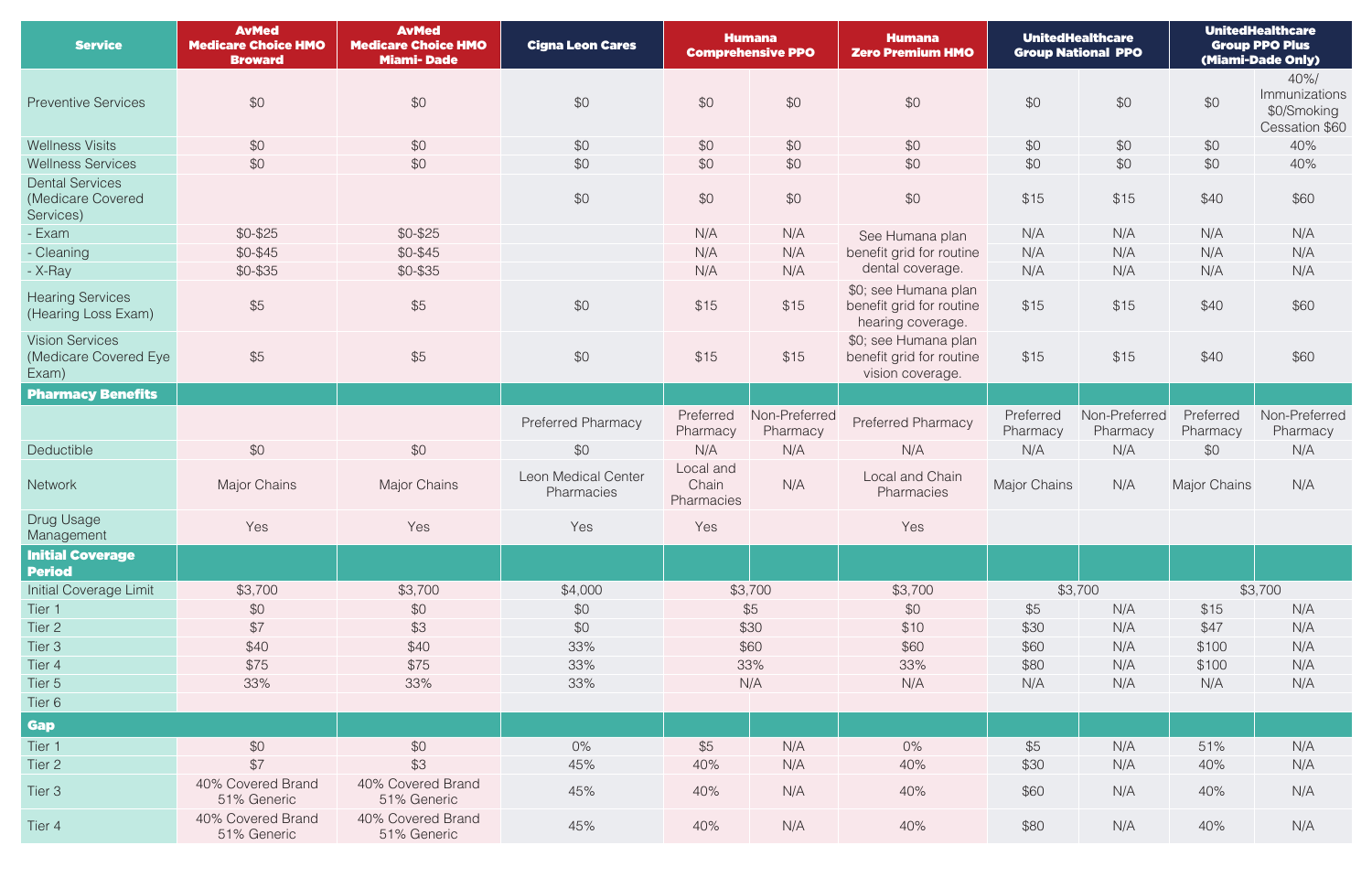| Service | AvMed Medicare Choice HMO Broward | AvMed Medicare Choice HMO Miami- Dade | Cigna Leon Cares | Humana Comprehensive PPO | | Humana Zero Premium HMO | UnitedHealthcare Group National PPO | | UnitedHealthcare Group PPO Plus (Miami-Dade Only) | |
|---|---|---|---|---|---|---|---|---|---|---|
| Preventive Services | $0 | $0 | $0 | $0 | $0 | $0 | $0 | $0 | $0 | 40%/ Immunizations $0/Smoking Cessation $60 |
| Wellness Visits | $0 | $0 | $0 | $0 | $0 | $0 | $0 | $0 | $0 | 40% |
| Wellness Services | $0 | $0 | $0 | $0 | $0 | $0 | $0 | $0 | $0 | 40% |
| Dental Services (Medicare Covered Services) | | | $0 | $0 | $0 | $0 | $15 | $15 | $40 | $60 |
| - Exam | $0-$25 | $0-$25 | | N/A | N/A | See Humana plan benefit grid for routine dental coverage. | N/A | N/A | N/A | N/A |
| - Cleaning | $0-$45 | $0-$45 | | N/A | N/A | | N/A | N/A | N/A | N/A |
| - X-Ray | $0-$35 | $0-$35 | | N/A | N/A | | N/A | N/A | N/A | N/A |
| Hearing Services (Hearing Loss Exam) | $5 | $5 | $0 | $15 | $15 | $0; see Humana plan benefit grid for routine hearing coverage. | $15 | $15 | $40 | $60 |
| Vision Services (Medicare Covered Eye Exam) | $5 | $5 | $0 | $15 | $15 | $0; see Humana plan benefit grid for routine vision coverage. | $15 | $15 | $40 | $60 |
| **Pharmacy Benefits** | | | | | | | | | | |
| | | | Preferred Pharmacy | Preferred Pharmacy | Non-Preferred Pharmacy | Preferred Pharmacy | Preferred Pharmacy | Non-Preferred Pharmacy | Preferred Pharmacy | Non-Preferred Pharmacy |
| Deductible | $0 | $0 | $0 | N/A | N/A | N/A | N/A | N/A | $0 | N/A |
| Network | Major Chains | Major Chains | Leon Medical Center Pharmacies | Local and Chain Pharmacies | N/A | Local and Chain Pharmacies | Major Chains | N/A | Major Chains | N/A |
| Drug Usage Management | Yes | Yes | Yes | Yes | | Yes | | | | |
| **Initial Coverage Period** | | | | | | | | | | |
| Initial Coverage Limit | $3,700 | $3,700 | $4,000 | $3,700 | | $3,700 | $3,700 | | $3,700 | |
| Tier 1 | $0 | $0 | $0 | $5 | | $0 | $5 | N/A | $15 | N/A |
| Tier 2 | $7 | $3 | $0 | $30 | | $10 | $30 | N/A | $47 | N/A |
| Tier 3 | $40 | $40 | 33% | $60 | | $60 | $60 | N/A | $100 | N/A |
| Tier 4 | $75 | $75 | 33% | 33% | | 33% | $80 | N/A | $100 | N/A |
| Tier 5 | 33% | 33% | 33% | N/A | | N/A | N/A | N/A | N/A | N/A |
| Tier 6 | | | | | | | | | | |
| **Gap** | | | | | | | | | | |
| Tier 1 | $0 | $0 | 0% | $5 | N/A | 0% | $5 | N/A | 51% | N/A |
| Tier 2 | $7 | $3 | 45% | 40% | N/A | 40% | $30 | N/A | 40% | N/A |
| Tier 3 | 40% Covered Brand 51% Generic | 40% Covered Brand 51% Generic | 45% | 40% | N/A | 40% | $60 | N/A | 40% | N/A |
| Tier 4 | 40% Covered Brand 51% Generic | 40% Covered Brand 51% Generic | 45% | 40% | N/A | 40% | $80 | N/A | 40% | N/A |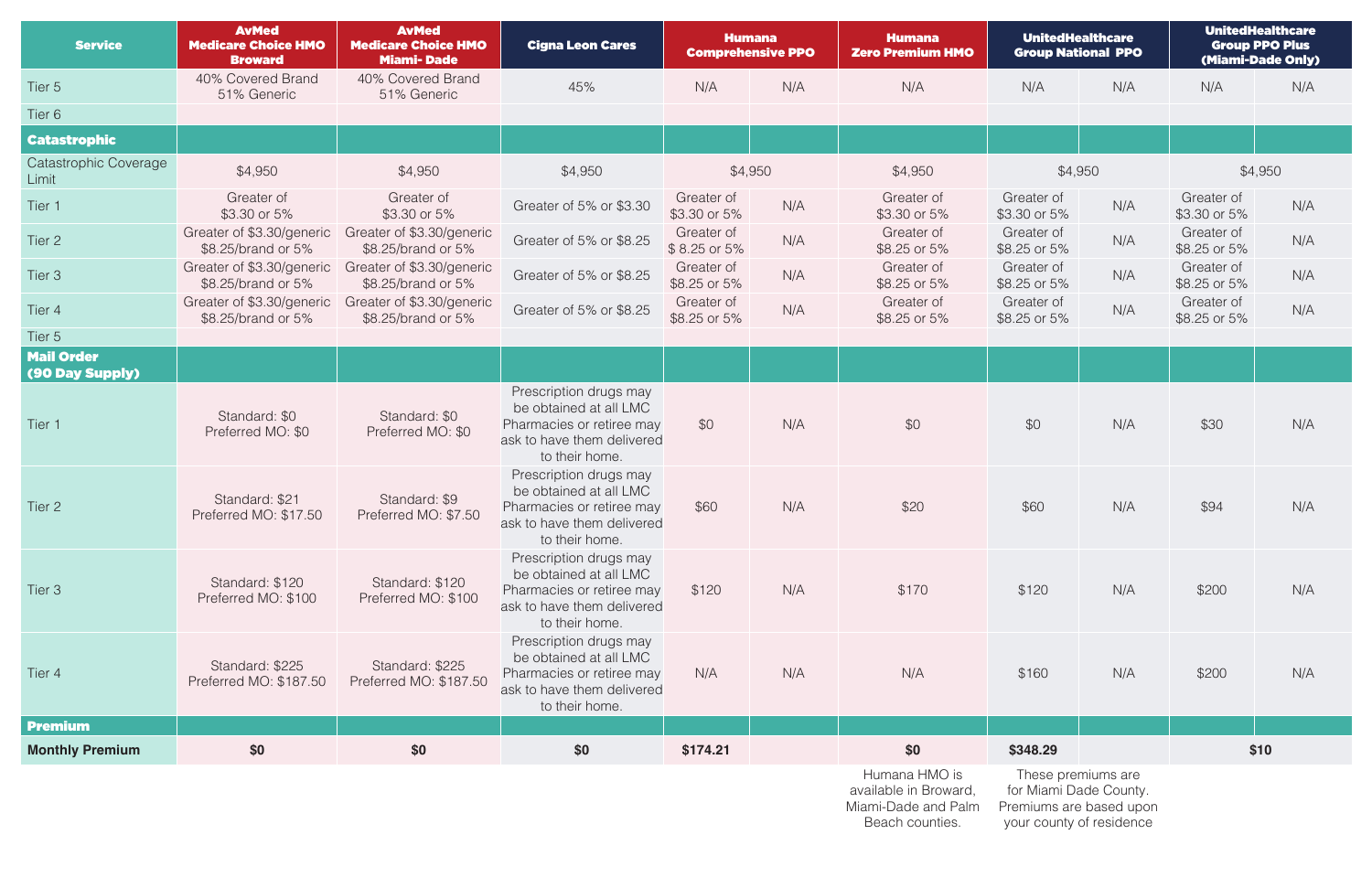| Service | AvMed Medicare Choice HMO Broward | AvMed Medicare Choice HMO Miami- Dade | Cigna Leon Cares | Humana Comprehensive PPO | | Humana Zero Premium HMO | UnitedHealthcare Group National PPO | | UnitedHealthcare Group PPO Plus (Miami-Dade Only) | |
|---|---|---|---|---|---|---|---|---|---|---|
| Tier 5 | 40% Covered Brand 51% Generic | 40% Covered Brand 51% Generic | 45% | N/A | N/A | N/A | N/A | N/A | N/A | N/A |
| Tier 6 | | | | | | | | | | |
| **Catastrophic** | | | | | | | | | | |
| Catastrophic Coverage Limit | $4,950 | $4,950 | $4,950 | $4,950 | | $4,950 | $4,950 | | $4,950 | |
| Tier 1 | Greater of $3.30 or 5% | Greater of $3.30 or 5% | Greater of 5% or $3.30 | Greater of $3.30 or 5% | N/A | Greater of $3.30 or 5% | Greater of $3.30 or 5% | N/A | Greater of $3.30 or 5% | N/A |
| Tier 2 | Greater of $3.30/generic $8.25/brand or 5% | Greater of $3.30/generic $8.25/brand or 5% | Greater of 5% or $8.25 | Greater of $ 8.25 or 5% | N/A | Greater of $8.25 or 5% | Greater of $8.25 or 5% | N/A | Greater of $8.25 or 5% | N/A |
| Tier 3 | Greater of $3.30/generic $8.25/brand or 5% | Greater of $3.30/generic $8.25/brand or 5% | Greater of 5% or $8.25 | Greater of $8.25 or 5% | N/A | Greater of $8.25 or 5% | Greater of $8.25 or 5% | N/A | Greater of $8.25 or 5% | N/A |
| Tier 4 | Greater of $3.30/generic $8.25/brand or 5% | Greater of $3.30/generic $8.25/brand or 5% | Greater of 5% or $8.25 | Greater of $8.25 or 5% | N/A | Greater of $8.25 or 5% | Greater of $8.25 or 5% | N/A | Greater of $8.25 or 5% | N/A |
| Tier 5 | | | | | | | | | | |
| **Mail Order (90 Day Supply)** | | | | | | | | | | |
| Tier 1 | Standard: $0 Preferred MO: $0 | Standard: $0 Preferred MO: $0 | Prescription drugs may be obtained at all LMC Pharmacies or retiree may ask to have them delivered to their home. | $0 | N/A | $0 | $0 | N/A | $30 | N/A |
| Tier 2 | Standard: $21 Preferred MO: $17.50 | Standard: $9 Preferred MO: $7.50 | Prescription drugs may be obtained at all LMC Pharmacies or retiree may ask to have them delivered to their home. | $60 | N/A | $20 | $60 | N/A | $94 | N/A |
| Tier 3 | Standard: $120 Preferred MO: $100 | Standard: $120 Preferred MO: $100 | Prescription drugs may be obtained at all LMC Pharmacies or retiree may ask to have them delivered to their home. | $120 | N/A | $170 | $120 | N/A | $200 | N/A |
| Tier 4 | Standard: $225 Preferred MO: $187.50 | Standard: $225 Preferred MO: $187.50 | Prescription drugs may be obtained at all LMC Pharmacies or retiree may ask to have them delivered to their home. | N/A | N/A | N/A | $160 | N/A | $200 | N/A |
| **Premium** | | | | | | | | | | |
| **Monthly Premium** | **$0** | **$0** | **$0** | **$174.21** | | **$0** | **$348.29** | | **$10** | |
| | | | | | | Humana HMO is available in Broward, Miami-Dade and Palm Beach counties. | These premiums are for Miami Dade County. Premiums are based upon your county of residence | | | |